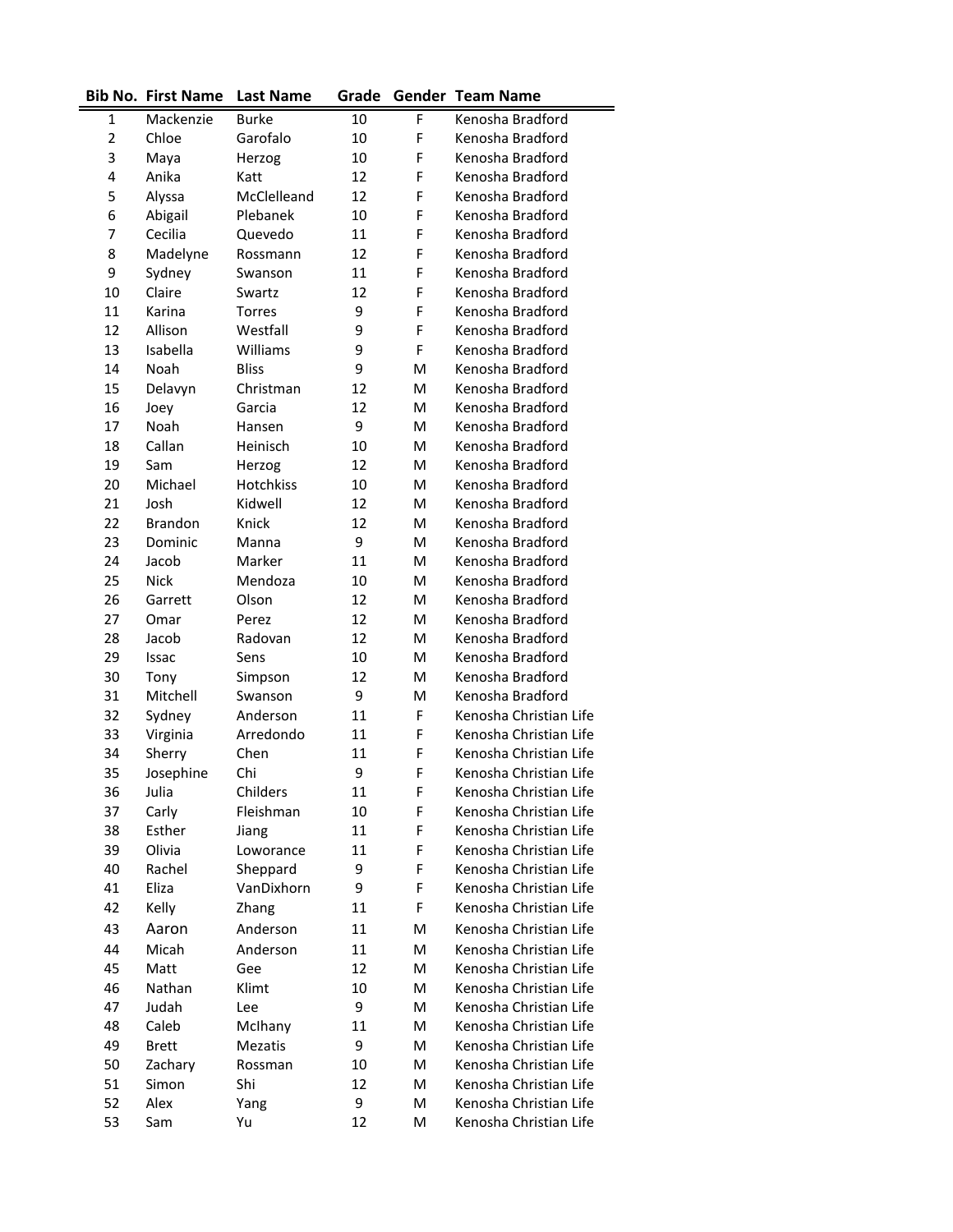| Bib No. | First Name | Last Name | Grade | Gender | Team Name |
|---|---|---|---|---|---|
| 1 | Mackenzie | Burke | 10 | F | Kenosha Bradford |
| 2 | Chloe | Garofalo | 10 | F | Kenosha Bradford |
| 3 | Maya | Herzog | 10 | F | Kenosha Bradford |
| 4 | Anika | Katt | 12 | F | Kenosha Bradford |
| 5 | Alyssa | McClelleand | 12 | F | Kenosha Bradford |
| 6 | Abigail | Plebanek | 10 | F | Kenosha Bradford |
| 7 | Cecilia | Quevedo | 11 | F | Kenosha Bradford |
| 8 | Madelyne | Rossmann | 12 | F | Kenosha Bradford |
| 9 | Sydney | Swanson | 11 | F | Kenosha Bradford |
| 10 | Claire | Swartz | 12 | F | Kenosha Bradford |
| 11 | Karina | Torres | 9 | F | Kenosha Bradford |
| 12 | Allison | Westfall | 9 | F | Kenosha Bradford |
| 13 | Isabella | Williams | 9 | F | Kenosha Bradford |
| 14 | Noah | Bliss | 9 | M | Kenosha Bradford |
| 15 | Delavyn | Christman | 12 | M | Kenosha Bradford |
| 16 | Joey | Garcia | 12 | M | Kenosha Bradford |
| 17 | Noah | Hansen | 9 | M | Kenosha Bradford |
| 18 | Callan | Heinisch | 10 | M | Kenosha Bradford |
| 19 | Sam | Herzog | 12 | M | Kenosha Bradford |
| 20 | Michael | Hotchkiss | 10 | M | Kenosha Bradford |
| 21 | Josh | Kidwell | 12 | M | Kenosha Bradford |
| 22 | Brandon | Knick | 12 | M | Kenosha Bradford |
| 23 | Dominic | Manna | 9 | M | Kenosha Bradford |
| 24 | Jacob | Marker | 11 | M | Kenosha Bradford |
| 25 | Nick | Mendoza | 10 | M | Kenosha Bradford |
| 26 | Garrett | Olson | 12 | M | Kenosha Bradford |
| 27 | Omar | Perez | 12 | M | Kenosha Bradford |
| 28 | Jacob | Radovan | 12 | M | Kenosha Bradford |
| 29 | Issac | Sens | 10 | M | Kenosha Bradford |
| 30 | Tony | Simpson | 12 | M | Kenosha Bradford |
| 31 | Mitchell | Swanson | 9 | M | Kenosha Bradford |
| 32 | Sydney | Anderson | 11 | F | Kenosha Christian Life |
| 33 | Virginia | Arredondo | 11 | F | Kenosha Christian Life |
| 34 | Sherry | Chen | 11 | F | Kenosha Christian Life |
| 35 | Josephine | Chi | 9 | F | Kenosha Christian Life |
| 36 | Julia | Childers | 11 | F | Kenosha Christian Life |
| 37 | Carly | Fleishman | 10 | F | Kenosha Christian Life |
| 38 | Esther | Jiang | 11 | F | Kenosha Christian Life |
| 39 | Olivia | Loworance | 11 | F | Kenosha Christian Life |
| 40 | Rachel | Sheppard | 9 | F | Kenosha Christian Life |
| 41 | Eliza | VanDixhorn | 9 | F | Kenosha Christian Life |
| 42 | Kelly | Zhang | 11 | F | Kenosha Christian Life |
| 43 | Aaron | Anderson | 11 | M | Kenosha Christian Life |
| 44 | Micah | Anderson | 11 | M | Kenosha Christian Life |
| 45 | Matt | Gee | 12 | M | Kenosha Christian Life |
| 46 | Nathan | Klimt | 10 | M | Kenosha Christian Life |
| 47 | Judah | Lee | 9 | M | Kenosha Christian Life |
| 48 | Caleb | McIhany | 11 | M | Kenosha Christian Life |
| 49 | Brett | Mezatis | 9 | M | Kenosha Christian Life |
| 50 | Zachary | Rossman | 10 | M | Kenosha Christian Life |
| 51 | Simon | Shi | 12 | M | Kenosha Christian Life |
| 52 | Alex | Yang | 9 | M | Kenosha Christian Life |
| 53 | Sam | Yu | 12 | M | Kenosha Christian Life |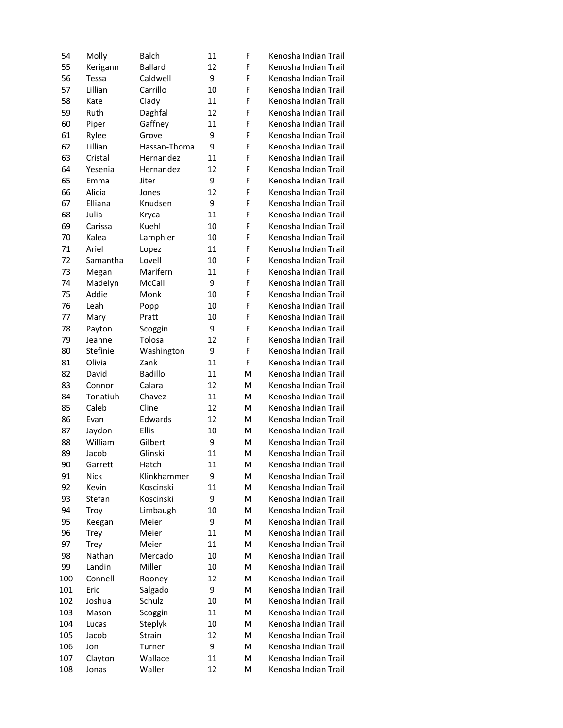| | | | | | |
|---|---|---|---|---|---|
| 54 | Molly | Balch | 11 | F | Kenosha Indian Trail |
| 55 | Kerigann | Ballard | 12 | F | Kenosha Indian Trail |
| 56 | Tessa | Caldwell | 9 | F | Kenosha Indian Trail |
| 57 | Lillian | Carrillo | 10 | F | Kenosha Indian Trail |
| 58 | Kate | Clady | 11 | F | Kenosha Indian Trail |
| 59 | Ruth | Daghfal | 12 | F | Kenosha Indian Trail |
| 60 | Piper | Gaffney | 11 | F | Kenosha Indian Trail |
| 61 | Rylee | Grove | 9 | F | Kenosha Indian Trail |
| 62 | Lillian | Hassan-Thoma | 9 | F | Kenosha Indian Trail |
| 63 | Cristal | Hernandez | 11 | F | Kenosha Indian Trail |
| 64 | Yesenia | Hernandez | 12 | F | Kenosha Indian Trail |
| 65 | Emma | Jiter | 9 | F | Kenosha Indian Trail |
| 66 | Alicia | Jones | 12 | F | Kenosha Indian Trail |
| 67 | Elliana | Knudsen | 9 | F | Kenosha Indian Trail |
| 68 | Julia | Kryca | 11 | F | Kenosha Indian Trail |
| 69 | Carissa | Kuehl | 10 | F | Kenosha Indian Trail |
| 70 | Kalea | Lamphier | 10 | F | Kenosha Indian Trail |
| 71 | Ariel | Lopez | 11 | F | Kenosha Indian Trail |
| 72 | Samantha | Lovell | 10 | F | Kenosha Indian Trail |
| 73 | Megan | Marifern | 11 | F | Kenosha Indian Trail |
| 74 | Madelyn | McCall | 9 | F | Kenosha Indian Trail |
| 75 | Addie | Monk | 10 | F | Kenosha Indian Trail |
| 76 | Leah | Popp | 10 | F | Kenosha Indian Trail |
| 77 | Mary | Pratt | 10 | F | Kenosha Indian Trail |
| 78 | Payton | Scoggin | 9 | F | Kenosha Indian Trail |
| 79 | Jeanne | Tolosa | 12 | F | Kenosha Indian Trail |
| 80 | Stefinie | Washington | 9 | F | Kenosha Indian Trail |
| 81 | Olivia | Zank | 11 | F | Kenosha Indian Trail |
| 82 | David | Badillo | 11 | M | Kenosha Indian Trail |
| 83 | Connor | Calara | 12 | M | Kenosha Indian Trail |
| 84 | Tonatiuh | Chavez | 11 | M | Kenosha Indian Trail |
| 85 | Caleb | Cline | 12 | M | Kenosha Indian Trail |
| 86 | Evan | Edwards | 12 | M | Kenosha Indian Trail |
| 87 | Jaydon | Ellis | 10 | M | Kenosha Indian Trail |
| 88 | William | Gilbert | 9 | M | Kenosha Indian Trail |
| 89 | Jacob | Glinski | 11 | M | Kenosha Indian Trail |
| 90 | Garrett | Hatch | 11 | M | Kenosha Indian Trail |
| 91 | Nick | Klinkhammer | 9 | M | Kenosha Indian Trail |
| 92 | Kevin | Koscinski | 11 | M | Kenosha Indian Trail |
| 93 | Stefan | Koscinski | 9 | M | Kenosha Indian Trail |
| 94 | Troy | Limbaugh | 10 | M | Kenosha Indian Trail |
| 95 | Keegan | Meier | 9 | M | Kenosha Indian Trail |
| 96 | Trey | Meier | 11 | M | Kenosha Indian Trail |
| 97 | Trey | Meier | 11 | M | Kenosha Indian Trail |
| 98 | Nathan | Mercado | 10 | M | Kenosha Indian Trail |
| 99 | Landin | Miller | 10 | M | Kenosha Indian Trail |
| 100 | Connell | Rooney | 12 | M | Kenosha Indian Trail |
| 101 | Eric | Salgado | 9 | M | Kenosha Indian Trail |
| 102 | Joshua | Schulz | 10 | M | Kenosha Indian Trail |
| 103 | Mason | Scoggin | 11 | M | Kenosha Indian Trail |
| 104 | Lucas | Steplyk | 10 | M | Kenosha Indian Trail |
| 105 | Jacob | Strain | 12 | M | Kenosha Indian Trail |
| 106 | Jon | Turner | 9 | M | Kenosha Indian Trail |
| 107 | Clayton | Wallace | 11 | M | Kenosha Indian Trail |
| 108 | Jonas | Waller | 12 | M | Kenosha Indian Trail |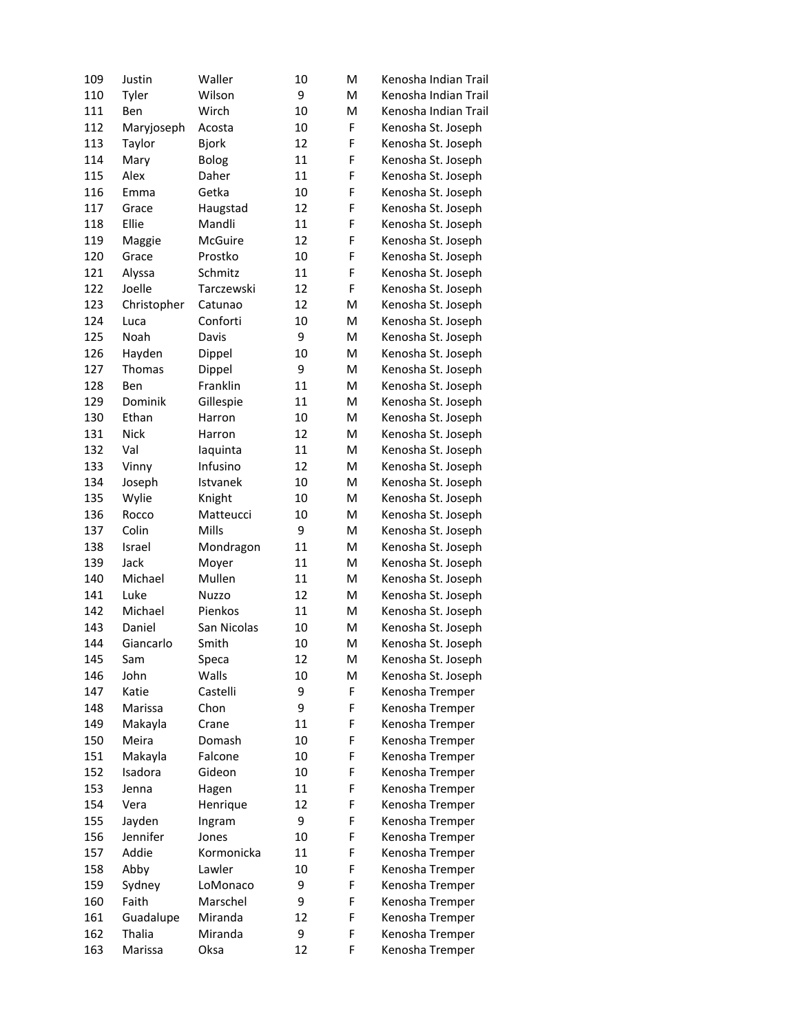| | | | | | |
|---|---|---|---|---|---|
| 109 | Justin | Waller | 10 | M | Kenosha Indian Trail |
| 110 | Tyler | Wilson | 9 | M | Kenosha Indian Trail |
| 111 | Ben | Wirch | 10 | M | Kenosha Indian Trail |
| 112 | Maryjoseph | Acosta | 10 | F | Kenosha St. Joseph |
| 113 | Taylor | Bjork | 12 | F | Kenosha St. Joseph |
| 114 | Mary | Bolog | 11 | F | Kenosha St. Joseph |
| 115 | Alex | Daher | 11 | F | Kenosha St. Joseph |
| 116 | Emma | Getka | 10 | F | Kenosha St. Joseph |
| 117 | Grace | Haugstad | 12 | F | Kenosha St. Joseph |
| 118 | Ellie | Mandli | 11 | F | Kenosha St. Joseph |
| 119 | Maggie | McGuire | 12 | F | Kenosha St. Joseph |
| 120 | Grace | Prostko | 10 | F | Kenosha St. Joseph |
| 121 | Alyssa | Schmitz | 11 | F | Kenosha St. Joseph |
| 122 | Joelle | Tarczewski | 12 | F | Kenosha St. Joseph |
| 123 | Christopher | Catunao | 12 | M | Kenosha St. Joseph |
| 124 | Luca | Conforti | 10 | M | Kenosha St. Joseph |
| 125 | Noah | Davis | 9 | M | Kenosha St. Joseph |
| 126 | Hayden | Dippel | 10 | M | Kenosha St. Joseph |
| 127 | Thomas | Dippel | 9 | M | Kenosha St. Joseph |
| 128 | Ben | Franklin | 11 | M | Kenosha St. Joseph |
| 129 | Dominik | Gillespie | 11 | M | Kenosha St. Joseph |
| 130 | Ethan | Harron | 10 | M | Kenosha St. Joseph |
| 131 | Nick | Harron | 12 | M | Kenosha St. Joseph |
| 132 | Val | Iaquinta | 11 | M | Kenosha St. Joseph |
| 133 | Vinny | Infusino | 12 | M | Kenosha St. Joseph |
| 134 | Joseph | Istvanek | 10 | M | Kenosha St. Joseph |
| 135 | Wylie | Knight | 10 | M | Kenosha St. Joseph |
| 136 | Rocco | Matteucci | 10 | M | Kenosha St. Joseph |
| 137 | Colin | Mills | 9 | M | Kenosha St. Joseph |
| 138 | Israel | Mondragon | 11 | M | Kenosha St. Joseph |
| 139 | Jack | Moyer | 11 | M | Kenosha St. Joseph |
| 140 | Michael | Mullen | 11 | M | Kenosha St. Joseph |
| 141 | Luke | Nuzzo | 12 | M | Kenosha St. Joseph |
| 142 | Michael | Pienkos | 11 | M | Kenosha St. Joseph |
| 143 | Daniel | San Nicolas | 10 | M | Kenosha St. Joseph |
| 144 | Giancarlo | Smith | 10 | M | Kenosha St. Joseph |
| 145 | Sam | Speca | 12 | M | Kenosha St. Joseph |
| 146 | John | Walls | 10 | M | Kenosha St. Joseph |
| 147 | Katie | Castelli | 9 | F | Kenosha Tremper |
| 148 | Marissa | Chon | 9 | F | Kenosha Tremper |
| 149 | Makayla | Crane | 11 | F | Kenosha Tremper |
| 150 | Meira | Domash | 10 | F | Kenosha Tremper |
| 151 | Makayla | Falcone | 10 | F | Kenosha Tremper |
| 152 | Isadora | Gideon | 10 | F | Kenosha Tremper |
| 153 | Jenna | Hagen | 11 | F | Kenosha Tremper |
| 154 | Vera | Henrique | 12 | F | Kenosha Tremper |
| 155 | Jayden | Ingram | 9 | F | Kenosha Tremper |
| 156 | Jennifer | Jones | 10 | F | Kenosha Tremper |
| 157 | Addie | Kormonicka | 11 | F | Kenosha Tremper |
| 158 | Abby | Lawler | 10 | F | Kenosha Tremper |
| 159 | Sydney | LoMonaco | 9 | F | Kenosha Tremper |
| 160 | Faith | Marschel | 9 | F | Kenosha Tremper |
| 161 | Guadalupe | Miranda | 12 | F | Kenosha Tremper |
| 162 | Thalia | Miranda | 9 | F | Kenosha Tremper |
| 163 | Marissa | Oksa | 12 | F | Kenosha Tremper |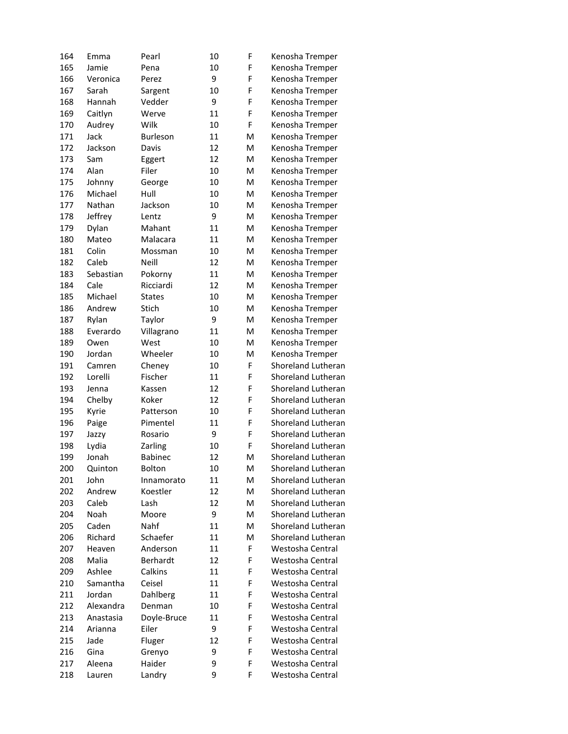| | | | | | |
|---|---|---|---|---|---|
| 164 | Emma | Pearl | 10 | F | Kenosha Tremper |
| 165 | Jamie | Pena | 10 | F | Kenosha Tremper |
| 166 | Veronica | Perez | 9 | F | Kenosha Tremper |
| 167 | Sarah | Sargent | 10 | F | Kenosha Tremper |
| 168 | Hannah | Vedder | 9 | F | Kenosha Tremper |
| 169 | Caitlyn | Werve | 11 | F | Kenosha Tremper |
| 170 | Audrey | Wilk | 10 | F | Kenosha Tremper |
| 171 | Jack | Burleson | 11 | M | Kenosha Tremper |
| 172 | Jackson | Davis | 12 | M | Kenosha Tremper |
| 173 | Sam | Eggert | 12 | M | Kenosha Tremper |
| 174 | Alan | Filer | 10 | M | Kenosha Tremper |
| 175 | Johnny | George | 10 | M | Kenosha Tremper |
| 176 | Michael | Hull | 10 | M | Kenosha Tremper |
| 177 | Nathan | Jackson | 10 | M | Kenosha Tremper |
| 178 | Jeffrey | Lentz | 9 | M | Kenosha Tremper |
| 179 | Dylan | Mahant | 11 | M | Kenosha Tremper |
| 180 | Mateo | Malacara | 11 | M | Kenosha Tremper |
| 181 | Colin | Mossman | 10 | M | Kenosha Tremper |
| 182 | Caleb | Neill | 12 | M | Kenosha Tremper |
| 183 | Sebastian | Pokorny | 11 | M | Kenosha Tremper |
| 184 | Cale | Ricciardi | 12 | M | Kenosha Tremper |
| 185 | Michael | States | 10 | M | Kenosha Tremper |
| 186 | Andrew | Stich | 10 | M | Kenosha Tremper |
| 187 | Rylan | Taylor | 9 | M | Kenosha Tremper |
| 188 | Everardo | Villagrano | 11 | M | Kenosha Tremper |
| 189 | Owen | West | 10 | M | Kenosha Tremper |
| 190 | Jordan | Wheeler | 10 | M | Kenosha Tremper |
| 191 | Camren | Cheney | 10 | F | Shoreland Lutheran |
| 192 | Lorelli | Fischer | 11 | F | Shoreland Lutheran |
| 193 | Jenna | Kassen | 12 | F | Shoreland Lutheran |
| 194 | Chelby | Koker | 12 | F | Shoreland Lutheran |
| 195 | Kyrie | Patterson | 10 | F | Shoreland Lutheran |
| 196 | Paige | Pimentel | 11 | F | Shoreland Lutheran |
| 197 | Jazzy | Rosario | 9 | F | Shoreland Lutheran |
| 198 | Lydia | Zarling | 10 | F | Shoreland Lutheran |
| 199 | Jonah | Babinec | 12 | M | Shoreland Lutheran |
| 200 | Quinton | Bolton | 10 | M | Shoreland Lutheran |
| 201 | John | Innamorato | 11 | M | Shoreland Lutheran |
| 202 | Andrew | Koestler | 12 | M | Shoreland Lutheran |
| 203 | Caleb | Lash | 12 | M | Shoreland Lutheran |
| 204 | Noah | Moore | 9 | M | Shoreland Lutheran |
| 205 | Caden | Nahf | 11 | M | Shoreland Lutheran |
| 206 | Richard | Schaefer | 11 | M | Shoreland Lutheran |
| 207 | Heaven | Anderson | 11 | F | Westosha Central |
| 208 | Malia | Berhardt | 12 | F | Westosha Central |
| 209 | Ashlee | Calkins | 11 | F | Westosha Central |
| 210 | Samantha | Ceisel | 11 | F | Westosha Central |
| 211 | Jordan | Dahlberg | 11 | F | Westosha Central |
| 212 | Alexandra | Denman | 10 | F | Westosha Central |
| 213 | Anastasia | Doyle-Bruce | 11 | F | Westosha Central |
| 214 | Arianna | Eiler | 9 | F | Westosha Central |
| 215 | Jade | Fluger | 12 | F | Westosha Central |
| 216 | Gina | Grenyo | 9 | F | Westosha Central |
| 217 | Aleena | Haider | 9 | F | Westosha Central |
| 218 | Lauren | Landry | 9 | F | Westosha Central |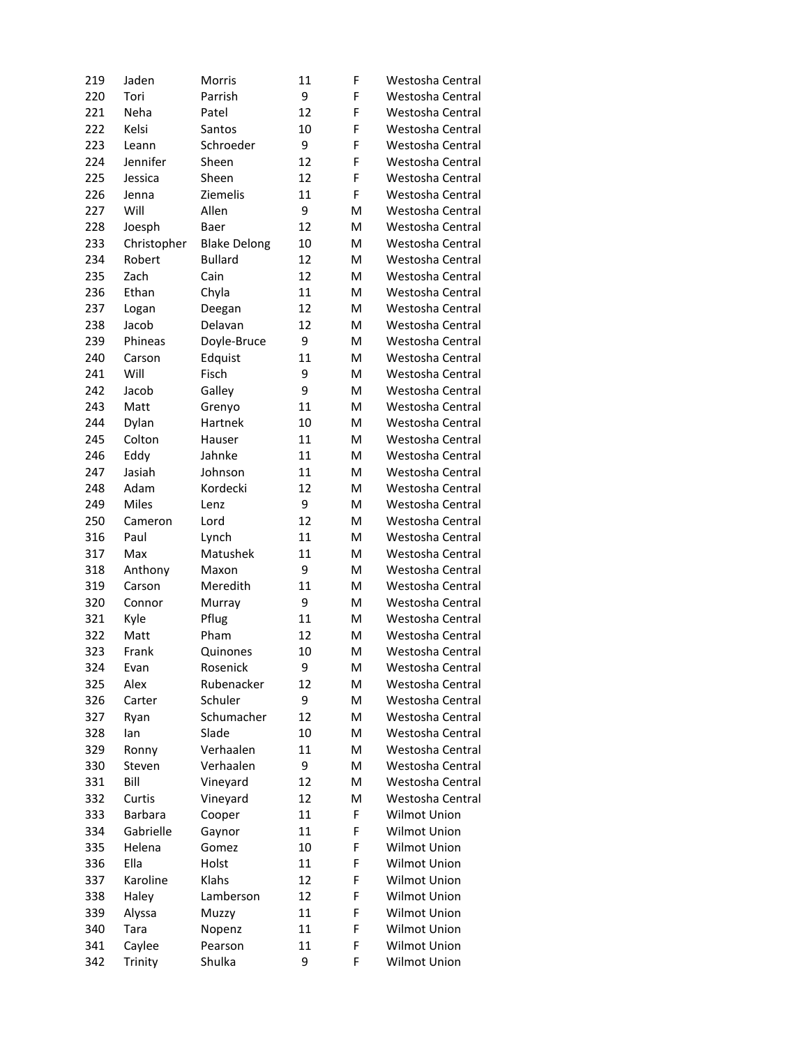| | | | | | |
|---|---|---|---|---|---|
| 219 | Jaden | Morris | 11 | F | Westosha Central |
| 220 | Tori | Parrish | 9 | F | Westosha Central |
| 221 | Neha | Patel | 12 | F | Westosha Central |
| 222 | Kelsi | Santos | 10 | F | Westosha Central |
| 223 | Leann | Schroeder | 9 | F | Westosha Central |
| 224 | Jennifer | Sheen | 12 | F | Westosha Central |
| 225 | Jessica | Sheen | 12 | F | Westosha Central |
| 226 | Jenna | Ziemelis | 11 | F | Westosha Central |
| 227 | Will | Allen | 9 | M | Westosha Central |
| 228 | Joesph | Baer | 12 | M | Westosha Central |
| 233 | Christopher | Blake Delong | 10 | M | Westosha Central |
| 234 | Robert | Bullard | 12 | M | Westosha Central |
| 235 | Zach | Cain | 12 | M | Westosha Central |
| 236 | Ethan | Chyla | 11 | M | Westosha Central |
| 237 | Logan | Deegan | 12 | M | Westosha Central |
| 238 | Jacob | Delavan | 12 | M | Westosha Central |
| 239 | Phineas | Doyle-Bruce | 9 | M | Westosha Central |
| 240 | Carson | Edquist | 11 | M | Westosha Central |
| 241 | Will | Fisch | 9 | M | Westosha Central |
| 242 | Jacob | Galley | 9 | M | Westosha Central |
| 243 | Matt | Grenyo | 11 | M | Westosha Central |
| 244 | Dylan | Hartnek | 10 | M | Westosha Central |
| 245 | Colton | Hauser | 11 | M | Westosha Central |
| 246 | Eddy | Jahnke | 11 | M | Westosha Central |
| 247 | Jasiah | Johnson | 11 | M | Westosha Central |
| 248 | Adam | Kordecki | 12 | M | Westosha Central |
| 249 | Miles | Lenz | 9 | M | Westosha Central |
| 250 | Cameron | Lord | 12 | M | Westosha Central |
| 316 | Paul | Lynch | 11 | M | Westosha Central |
| 317 | Max | Matushek | 11 | M | Westosha Central |
| 318 | Anthony | Maxon | 9 | M | Westosha Central |
| 319 | Carson | Meredith | 11 | M | Westosha Central |
| 320 | Connor | Murray | 9 | M | Westosha Central |
| 321 | Kyle | Pflug | 11 | M | Westosha Central |
| 322 | Matt | Pham | 12 | M | Westosha Central |
| 323 | Frank | Quinones | 10 | M | Westosha Central |
| 324 | Evan | Rosenick | 9 | M | Westosha Central |
| 325 | Alex | Rubenacker | 12 | M | Westosha Central |
| 326 | Carter | Schuler | 9 | M | Westosha Central |
| 327 | Ryan | Schumacher | 12 | M | Westosha Central |
| 328 | Ian | Slade | 10 | M | Westosha Central |
| 329 | Ronny | Verhaalen | 11 | M | Westosha Central |
| 330 | Steven | Verhaalen | 9 | M | Westosha Central |
| 331 | Bill | Vineyard | 12 | M | Westosha Central |
| 332 | Curtis | Vineyard | 12 | M | Westosha Central |
| 333 | Barbara | Cooper | 11 | F | Wilmot Union |
| 334 | Gabrielle | Gaynor | 11 | F | Wilmot Union |
| 335 | Helena | Gomez | 10 | F | Wilmot Union |
| 336 | Ella | Holst | 11 | F | Wilmot Union |
| 337 | Karoline | Klahs | 12 | F | Wilmot Union |
| 338 | Haley | Lamberson | 12 | F | Wilmot Union |
| 339 | Alyssa | Muzzy | 11 | F | Wilmot Union |
| 340 | Tara | Nopenz | 11 | F | Wilmot Union |
| 341 | Caylee | Pearson | 11 | F | Wilmot Union |
| 342 | Trinity | Shulka | 9 | F | Wilmot Union |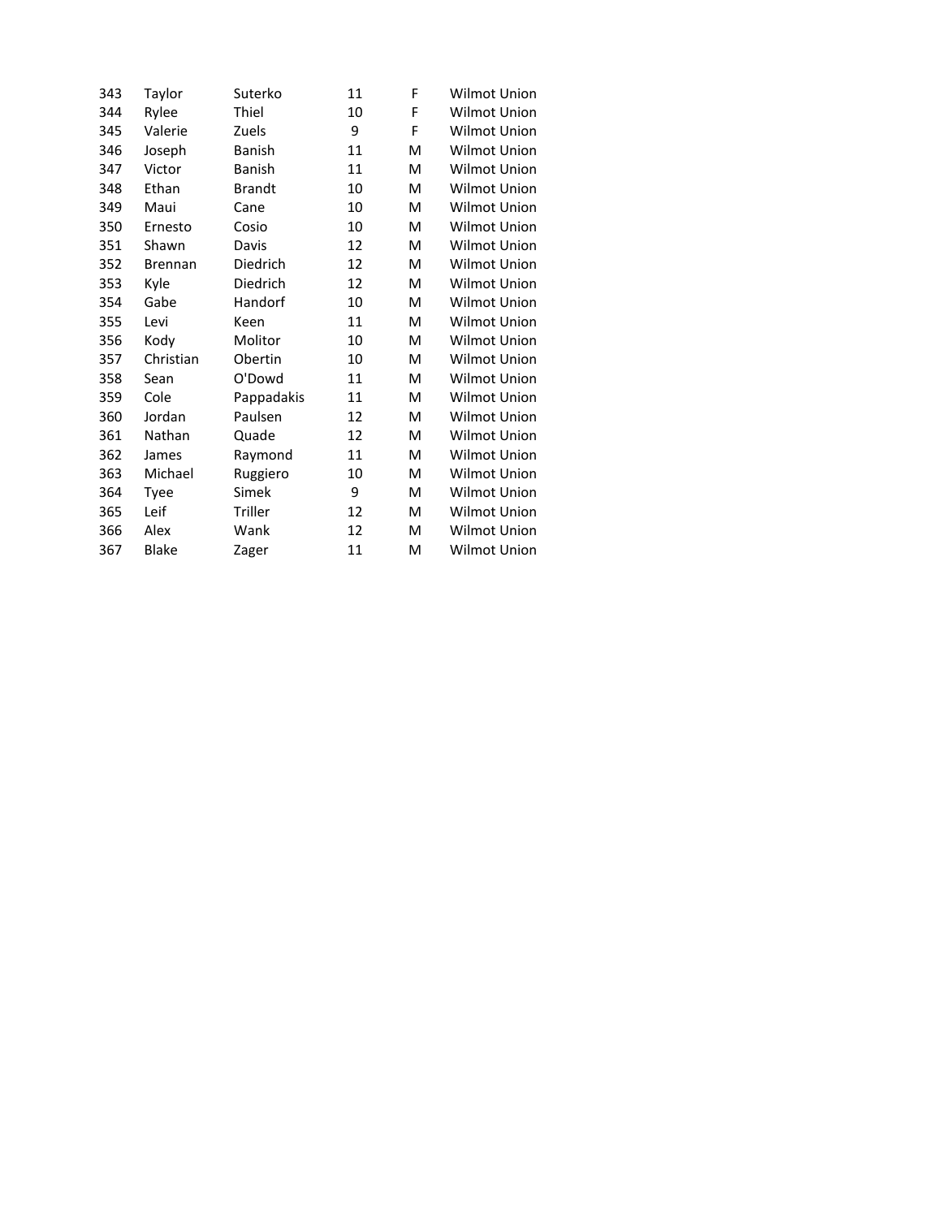| | | | | | |
|---|---|---|---|---|---|
| 343 | Taylor | Suterko | 11 | F | Wilmot Union |
| 344 | Rylee | Thiel | 10 | F | Wilmot Union |
| 345 | Valerie | Zuels | 9 | F | Wilmot Union |
| 346 | Joseph | Banish | 11 | M | Wilmot Union |
| 347 | Victor | Banish | 11 | M | Wilmot Union |
| 348 | Ethan | Brandt | 10 | M | Wilmot Union |
| 349 | Maui | Cane | 10 | M | Wilmot Union |
| 350 | Ernesto | Cosio | 10 | M | Wilmot Union |
| 351 | Shawn | Davis | 12 | M | Wilmot Union |
| 352 | Brennan | Diedrich | 12 | M | Wilmot Union |
| 353 | Kyle | Diedrich | 12 | M | Wilmot Union |
| 354 | Gabe | Handorf | 10 | M | Wilmot Union |
| 355 | Levi | Keen | 11 | M | Wilmot Union |
| 356 | Kody | Molitor | 10 | M | Wilmot Union |
| 357 | Christian | Obertin | 10 | M | Wilmot Union |
| 358 | Sean | O'Dowd | 11 | M | Wilmot Union |
| 359 | Cole | Pappadakis | 11 | M | Wilmot Union |
| 360 | Jordan | Paulsen | 12 | M | Wilmot Union |
| 361 | Nathan | Quade | 12 | M | Wilmot Union |
| 362 | James | Raymond | 11 | M | Wilmot Union |
| 363 | Michael | Ruggiero | 10 | M | Wilmot Union |
| 364 | Tyee | Simek | 9 | M | Wilmot Union |
| 365 | Leif | Triller | 12 | M | Wilmot Union |
| 366 | Alex | Wank | 12 | M | Wilmot Union |
| 367 | Blake | Zager | 11 | M | Wilmot Union |